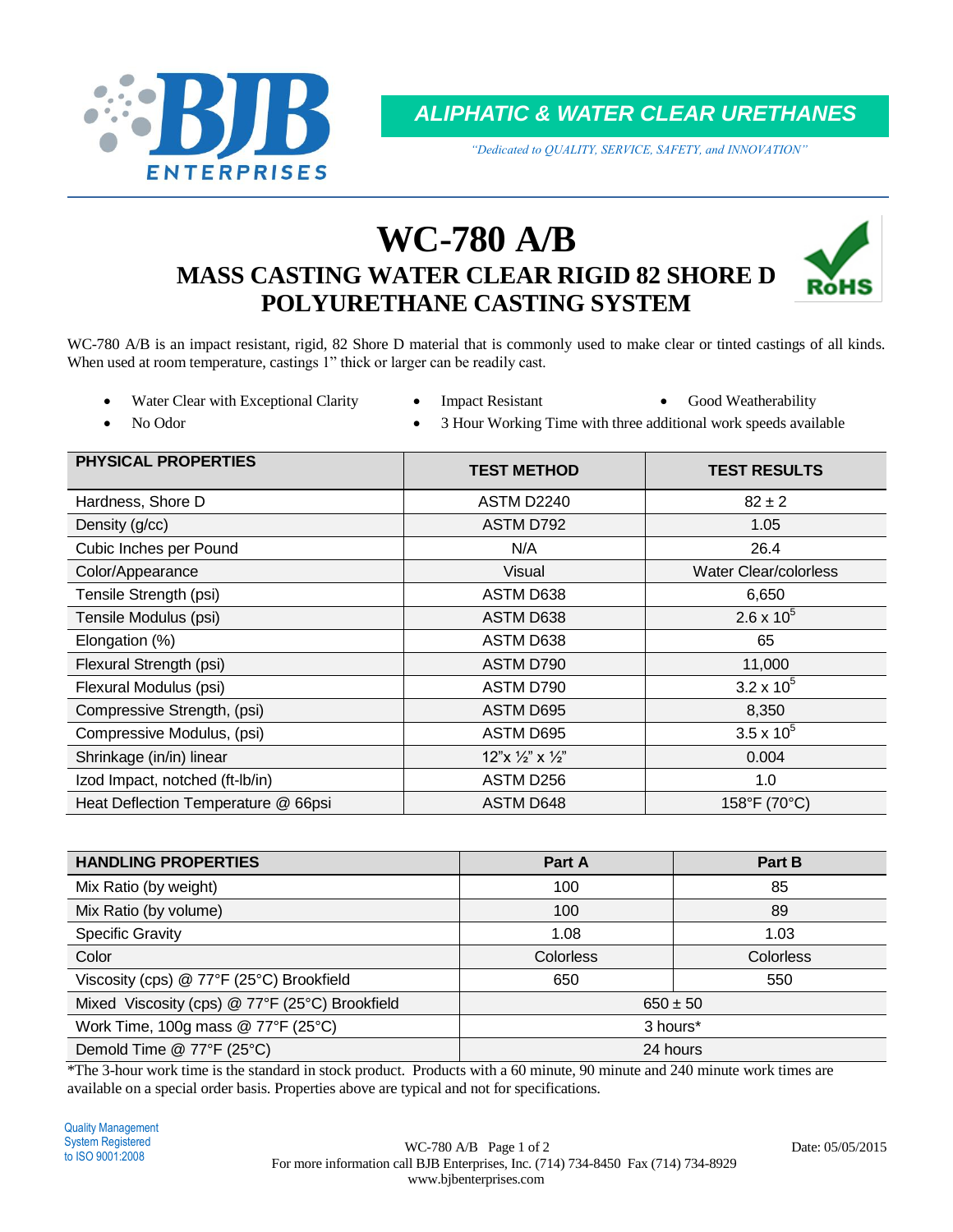**ALIPHATIC & WATER CLEAR URETHANES**

*"Dedicated to QUALITY, SERVICE, SAFETY, and INNOVATION"*

# WC-780 A/B

## MASS CASTING WATER CLEAR RIGID 82 SHORE D POLYURETHANE CASTING SYSTEM

WC-780 A/B is an impact resistant, rigid, 82 Shore D material that is commonly used to make clear or tinted castings of all kinds. When used at room temperature, castings 1" thick or larger can be readily cast.

- Water Clear with Exceptional Clarity
- Impact Resistant
- Good Weatherability
- No Odor
- 3 Hour Working Time with three additional work speeds available

| PHYSICAL PROPERTIES | TEST METHOD | TEST RESULTS |
|---|---|---|
| Hardness, Shore D | ASTM D2240 | 82 ± 2 |
| Density (g/cc) | ASTM D792 | 1.05 |
| Cubic Inches per Pound | N/A | 26.4 |
| Color/Appearance | Visual | Water Clear/colorless |
| Tensile Strength (psi) | ASTM D638 | 6,650 |
| Tensile Modulus (psi) | ASTM D638 | $2.6 \times 10^5$ |
| Elongation (%) | ASTM D638 | 65 |
| Flexural Strength (psi) | ASTM D790 | 11,000 |
| Flexural Modulus (psi) | ASTM D790 | $3.2 \times 10^5$ |
| Compressive Strength, (psi) | ASTM D695 | 8,350 |
| Compressive Modulus, (psi) | ASTM D695 | $3.5 \times 10^5$ |
| Shrinkage (in/in) linear | 12"x ½" x ½" | 0.004 |
| Izod Impact, notched (ft-lb/in) | ASTM D256 | 1.0 |
| Heat Deflection Temperature @ 66psi | ASTM D648 | 158°F (70°C) |

| HANDLING PROPERTIES | Part A | Part B |
|---|---|---|
| Mix Ratio (by weight) | 100 | 85 |
| Mix Ratio (by volume) | 100 | 89 |
| Specific Gravity | 1.08 | 1.03 |
| Color | Colorless | Colorless |
| Viscosity (cps) @ 77°F (25°C) Brookfield | 650 | 550 |
| Mixed Viscosity (cps) @ 77°F (25°C) Brookfield | 650 ± 50 | |
| Work Time, 100g mass @ 77°F (25°C) | 3 hours* | |
| Demold Time @ 77°F (25°C) | 24 hours | |

*The 3-hour work time is the standard in stock product. Products with a 60 minute, 90 minute and 240 minute work times are available on a special order basis. Properties above are typical and not for specifications.

Quality Management System Registered to ISO 9001:2008

WC-780 A/B Date: 05/05/2015

For more information call BJB Enterprises, Inc. (714) 734-8450 Fax (714) 734-8929
www.bjbenterprises.com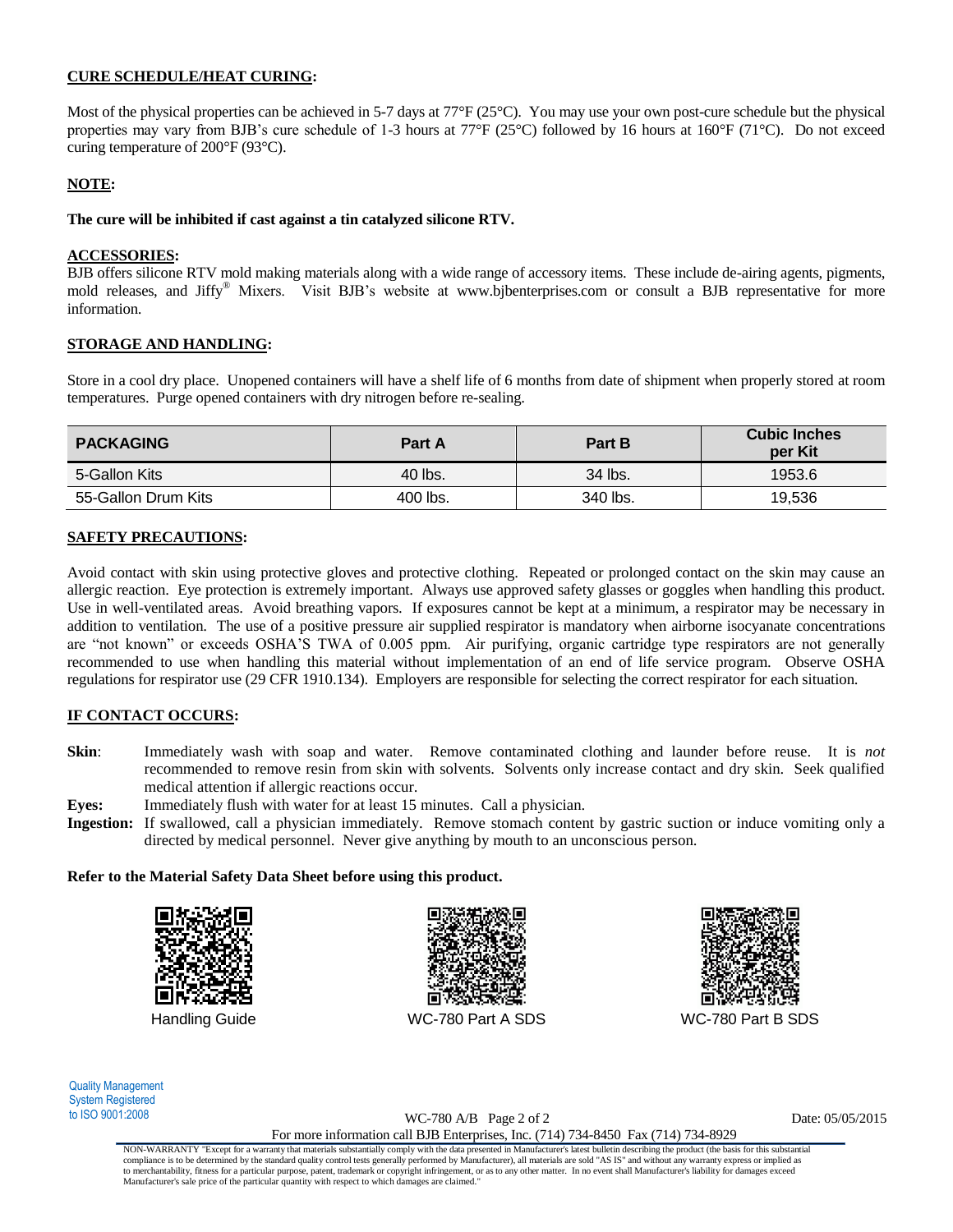**CURE SCHEDULE/HEAT CURING:**

Most of the physical properties can be achieved in 5-7 days at 77°F (25°C). You may use your own post-cure schedule but the physical properties may vary from BJB's cure schedule of 1-3 hours at 77°F (25°C) followed by 16 hours at 160°F (71°C). Do not exceed curing temperature of 200°F (93°C).

**NOTE:**

**The cure will be inhibited if cast against a tin catalyzed silicone RTV.**

**ACCESSORIES:**

BJB offers silicone RTV mold making materials along with a wide range of accessory items. These include de-airing agents, pigments, mold releases, and Jiffy® Mixers. Visit BJB's website at www.bjbenterprises.com or consult a BJB representative for more information.

**STORAGE AND HANDLING:**

Store in a cool dry place. Unopened containers will have a shelf life of 6 months from date of shipment when properly stored at room temperatures. Purge opened containers with dry nitrogen before re-sealing.

| PACKAGING | Part A | Part B | Cubic Inches per Kit |
|---|---|---|---|
| 5-Gallon Kits | 40 lbs. | 34 lbs. | 1953.6 |
| 55-Gallon Drum Kits | 400 lbs. | 340 lbs. | 19,536 |

**SAFETY PRECAUTIONS:**

Avoid contact with skin using protective gloves and protective clothing. Repeated or prolonged contact on the skin may cause an allergic reaction. Eye protection is extremely important. Always use approved safety glasses or goggles when handling this product. Use in well-ventilated areas. Avoid breathing vapors. If exposures cannot be kept at a minimum, a respirator may be necessary in addition to ventilation. The use of a positive pressure air supplied respirator is mandatory when airborne isocyanate concentrations are "not known" or exceeds OSHA'S TWA of 0.005 ppm. Air purifying, organic cartridge type respirators are not generally recommended to use when handling this material without implementation of an end of life service program. Observe OSHA regulations for respirator use (29 CFR 1910.134). Employers are responsible for selecting the correct respirator for each situation.

**IF CONTACT OCCURS:**

**Skin**: Immediately wash with soap and water. Remove contaminated clothing and launder before reuse. It is *not* recommended to remove resin from skin with solvents. Solvents only increase contact and dry skin. Seek qualified medical attention if allergic reactions occur.

**Eyes:** Immediately flush with water for at least 15 minutes. Call a physician.

**Ingestion:** If swallowed, call a physician immediately. Remove stomach content by gastric suction or induce vomiting only a directed by medical personnel. Never give anything by mouth to an unconscious person.

**Refer to the Material Safety Data Sheet before using this product.**

Handling Guide

WC-780 Part A SDS

WC-780 Part B SDS

Quality Management System Registered to ISO 9001:2008

WC-780 A/B

Date: 05/05/2015

For more information call BJB Enterprises, Inc. (714) 734-8450 Fax (714) 734-8929

NON-WARRANTY "Except for a warranty that materials substantially comply with the data presented in Manufacturer's latest bulletin describing the product (the basis for this substantial compliance is to be determined by the standard quality control tests generally performed by Manufacturer), all materials are sold "AS IS" and without any warranty express or implied as to merchantability, fitness for a particular purpose, patent, trademark or copyright infringement, or as to any other matter. In no event shall Manufacturer's liability for damages exceed Manufacturer's sale price of the particular quantity with respect to which damages are claimed."